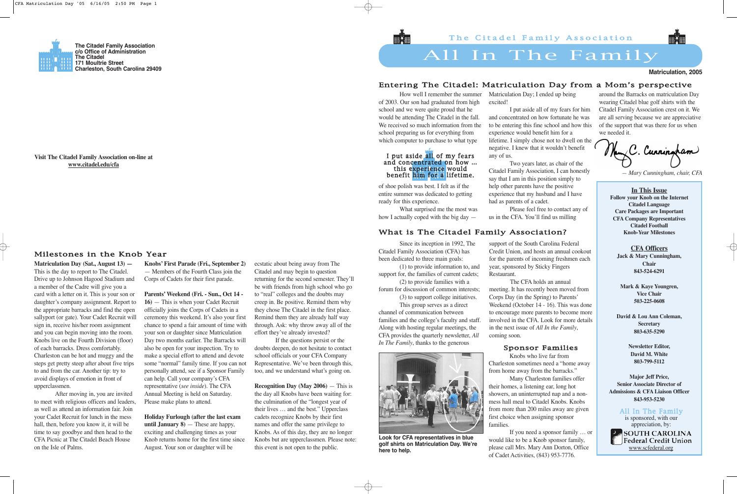The Citadel Family Association
c/o Office of Administration
The Citadel
171 Moultrie Street
Charleston, South Carolina 29409

Visit The Citadel Family Association on-line at www.citadel.edu/cfa

# Milestones in the Knob Year

**Matriculation Day (Sat., August 13) —** This is the day to report to The Citadel. Drive up to Johnson Hagood Stadium and a member of the Cadre will give you a card with a letter on it. This is your son or daughter's company assignment. Report to the appropriate barracks and find the open sallyport (or gate). Your Cadet Recruit will sign in, receive his/her room assignment and you can begin moving into the room. Knobs live on the Fourth Division (floor) of each barracks. Dress comfortably. Charleston can be hot and muggy and the steps get pretty steep after about five trips to and from the car. Another tip: try to avoid displays of emotion in front of upperclassmen.

After moving in, you are invited to meet with religious officers and leaders, as well as attend an information fair. Join your Cadet Recruit for lunch in the mess hall, then, before you know it, it will be time to say goodbye and then head to the CFA Picnic at The Citadel Beach House on the Isle of Palms.

**Knobs' First Parade (Fri., September 2)** — Members of the Fourth Class join the Corps of Cadets for their first parade.

**Parents' Weekend (Fri. - Sun., Oct 14 - 16)** — This is when your Cadet Recruit officially joins the Corps of Cadets in a ceremony this weekend. It's also your first chance to spend a fair amount of time with your son or daughter since Matriculation Day two months earlier. The Barracks will also be open for your inspection. Try to make a special effort to attend and devote some "normal" family time. If you can not personally attend, see if a Sponsor Family can help. Call your company's CFA representative (*see inside*). The CFA Annual Meeting is held on Saturday. Please make plans to attend.

**Holiday Furlough (after the last exam until January 8)** — These are happy, exciting and challenging times as your Knob returns home for the first time since August. Your son or daughter will be ecstatic about being away from The Citadel and may begin to question returning for the second semester. They'll be with friends from high school who go to "real" colleges and the doubts may creep in. Be positive. Remind them why they chose The Citadel in the first place. Remind them they are already half way through. Ask: why throw away all of the effort they've already invested?

If the questions persist or the doubts deepen, do not hesitate to contact school officials or your CFA Company Representative. We've been through this, too, and we understand what's going on.

**Recognition Day (May 2006)** — This is the day all Knobs have been waiting for: the culmination of the "longest year of their lives … and the best." Upperclass cadets recognize Knobs by their first names and offer the same privilege to Knobs. As of this day, they are no longer Knobs but are upperclassmen. Please note: this event is not open to the public.

The Citadel Family Association

# All In The Family

**Matriculation, 2005**

## Entering The Citadel: Matriculation Day from a Mom's perspective

How well I remember the summer of 2003. Our son had graduated from high school and we were quite proud that he would be attending The Citadel in the fall. We received so much information from the school preparing us for everything from which computer to purchase to what type of shoe polish was best. I felt as if the entire summer was dedicated to getting ready for this experience.

> I put aside all of my fears and concentrated on how … this experience would benefit him for a lifetime.

What surprised me the most was how I actually coped with the big day — Matriculation Day; I ended up being excited!

I put aside all of my fears for him and concentrated on how fortunate he was to be entering this fine school and how this experience would benefit him for a lifetime. I simply chose not to dwell on the negative. I knew that it wouldn't benefit any of us.

Two years later, as chair of the Citadel Family Association, I can honestly say that I am in this position simply to help other parents have the positive experience that my husband and I have had as parents of a cadet.

Please feel free to contact any of us in the CFA. You'll find us milling around the Barracks on matriculation Day wearing Citadel blue golf shirts with the Citadel Family Association crest on it. We are all serving because we are appreciative of the support that was there for us when we needed it.

Mary C. Cunningham

*— Mary Cunningham, chair, CFA*

## What is The Citadel Family Association?

Since its inception in 1992, The Citadel Family Association (CFA) has been dedicated to three main goals:

(1) to provide information to, and support for, the families of current cadets;

(2) to provide families with a forum for discussion of common interests;

(3) to support college initiatives.

This group serves as a direct channel of communication between families and the college's faculty and staff. Along with hosting regular meetings, the CFA provides the quarterly newsletter, *All In The Family*, thanks to the generous support of the South Carolina Federal Credit Union, and hosts an annual cookout for the parents of incoming freshmen each year, sponsored by Sticky Fingers Restaurant.

The CFA holds an annual meeting. It has recently been moved from Corps Day (in the Spring) to Parents' Weekend (October 14 - 16). This was done to encourage more parents to become more involved in the CFA. Look for more details in the next issue of *All In the Family*, coming soon.

Look for CFA representatives in blue golf shirts on Matriculation Day. We're here to help.

### Sponsor Families

Knobs who live far from Charleston sometimes need a "home away from home away from the barracks."

Many Charleston families offer their homes, a listening ear, long hot showers, an uninterrupted nap and a non-mess hall meal to Citadel Knobs. Knobs from more than 200 miles away are given first choice when assigning sponsor families.

If you need a sponsor family … or would like to be a Knob sponsor family, please call Mrs. Mary Ann Dorton, Office of Cadet Activities, (843) 953-7776.

**In This Issue**
Follow your Knob on the Internet
Citadel Language
Care Packages are Important
CFA Company Representatives
Citadel Football
Knob-Year Milestones

**CFA Officers**

Jack & Mary Cunningham, Chair
843-524-6291

Mark & Kaye Youngren, Vice Chair
503-225-0608

David & Lou Ann Coleman, Secretary
803-635-5290

Newsletter Editor, David M. White
803-799-5112

Major Jeff Price, Senior Associate Director of Admissions & CFA Liaison Officer
843-953-5230

All In The Family is sponsored, with our appreciation, by:
SOUTH CAROLINA Federal Credit Union
www.scfederal.org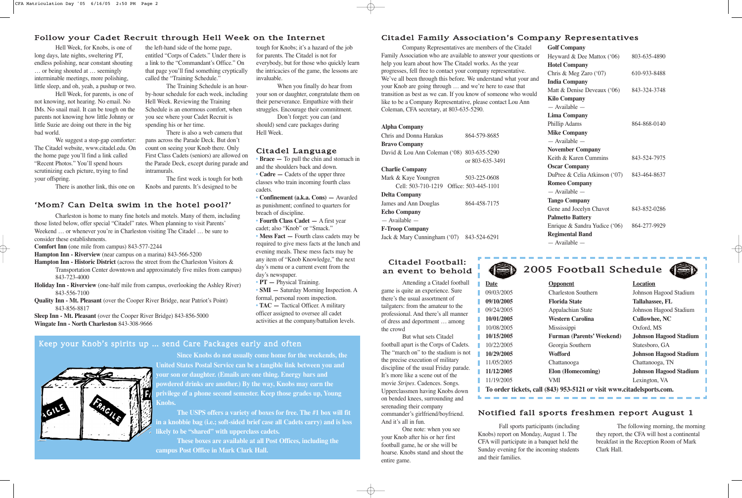## Follow your Cadet Recruit through Hell Week on the Internet

Hell Week, for Knobs, is one of long days, late nights, sweltering PT, endless polishing, near constant shouting … or being shouted at … seemingly interminable meetings, more polishing, little sleep, and oh, yeah, a pushup or two.

Hell Week, for parents, is one of not knowing, not hearing. No email. No IMs. No snail mail. It can be tough on the parents not knowing how little Johnny or little Suzie are doing out there in the big bad world.

We suggest a stop-gap comforter: The Citadel website, www.citadel.edu. On the home page you'll find a link called "Recent Photos." You'll spend hours scrutinizing each picture, trying to find your offspring.

There is another link, this one on the left-hand side of the home page, entitled "Corps of Cadets." Under there is a link to the "Commandant's Office." On that page you'll find something cryptically called the "Training Schedule."

The Training Schedule is an hour-by-hour schedule for each week, including Hell Week. Reviewing the Training Schedule is an enormous comfort, when you see where your Cadet Recruit is spending his or her time.

There is also a web camera that pans across the Parade Deck. But don't count on seeing your Knob there. Only First Class Cadets (seniors) are allowed on the Parade Deck, except during parade and intramurals.

The first week is tough for both Knobs and parents. It's designed to be tough for Knobs; it's a hazard of the job for parents. The Citadel is not for everybody, but for those who quickly learn the intricacies of the game, the lessons are invaluable.

When you finally do hear from your son or daughter, congratulate them on their perseverance. Empathize with their struggles. Encourage their commitment.

Don't forget: you can (and should) send care packages during Hell Week.

## Citadel Language

- **Brace —** To pull the chin and stomach in and the shoulders back and down.
- **Cadre —** Cadets of the upper three classes who train incoming fourth class cadets.
- **Confinement (a.k.a. Cons) —** Awarded as punishment; confined to quarters for breach of discipline.
- **Fourth Class Cadet —** A first year cadet; also "Knob" or "Smack."
- **Mess Fact —** Fourth class cadets may be required to give mess facts at the lunch and evening meals. These mess facts may be any item of "Knob Knowledge," the next day's menu or a current event from the day's newspaper.
- **PT —** Physical Training.
- **SMI —** Saturday Morning Inspection. A formal, personal room inspection.
- **TAC —** Tactical Officer. A military officer assigned to oversee all cadet activities at the company/battalion levels.

## 'Mom? Can Delta swim in the hotel pool?'

Charleston is home to many fine hotels and motels. Many of them, including those listed below, offer special "Citadel" rates. When planning to visit Parents' Weekend … or whenever you're in Charleston visiting The Citadel … be sure to consider these establishments.

**Comfort Inn** (one mile from campus) 843-577-2244
**Hampton Inn - Riverview** (near campus on a marina) 843-566-5200
**Hampton Inn - Historic District** (across the street from the Charleston Visitors & Transportation Center downtown and approximately five miles from campus) 843-723-4000
**Holiday Inn - Riverview** (one-half mile from campus, overlooking the Ashley River) 843-556-7100
**Quality Inn - Mt. Pleasant** (over the Cooper River Bridge, near Patriot's Point) 843-856-8817
**Sleep Inn - Mt. Pleasant** (over the Cooper River Bridge) 843-856-5000
**Wingate Inn - North Charleston** 843-308-9666

## Keep your Knob's spirits up ... send Care Packages early and often

**Since Knobs do not usually come home for the weekends, the United States Postal Service can be a tangible link between you and your son or daughter. (Emails are one thing. Energy bars and powdered drinks are another.) By the way, Knobs may earn the privilege of a phone second semester. Keep those grades up, Young Knobs.**

**The USPS offers a variety of boxes for free. The #1 box will fit in a knobbie bag (i.e.; soft-sided brief case all Cadets carry) and is less likely to be "shared" with upperclass cadets.**

**These boxes are available at all Post Offices, including the campus Post Office in Mark Clark Hall.**

## Citadel Family Association's Company Representatives

Company Representatives are members of the Citadel Family Association who are available to answer your questions or help you learn about how The Citadel works. As the year progresses, fell free to contact your company representative. We've all been through this before. We understand what your and your Knob are going through … and we're here to ease that transition as best as we can. If you know of someone who would like to be a Company Representative, please contact Lou Ann Coleman, CFA secretary, at 803-635-5290.

**Alpha Company**
Chris and Donna Harakas — 864-579-8685

**Bravo Company**
David & Lou Ann Coleman ('08) — 803-635-5290 or 803-635-3491

**Charlie Company**
Mark & Kaye Youngren — 503-225-0608
Cell: 503-710-1219 Office: 503-445-1101

**Delta Company**
James and Ann Douglas — 864-458-7175

**Echo Company**
— Available —

**F-Troop Company**
Jack & Mary Cunningham ('07) — 843-524-6291

**Golf Company**
Heyward & Dee Mattox ('06) — 803-635-4890

**Hotel Company**
Chris & Meg Zaro ('07) — 610-933-8488

**India Company**
Matt & Denise Deveaux ('06) — 843-324-3748

**Kilo Company**
— Available —

**Lima Company**
Phillip Adams — 864-868-0140

**Mike Company**
— Available —

**November Company**
Keith & Karen Cummins — 843-524-7975

**Oscar Company**
DuPree & Celia Atkinson ('07) — 843-464-8637

**Romeo Company**
— Available —

**Tango Company**
Gene and Jocelyn Chavot — 843-852-0286

**Palmetto Battery**
Enrique & Sandra Yudice ('06) — 864-277-9929

**Regimental Band**
— Available —

## Citadel Football: an event to behold

Attending a Citadel football game is quite an experience. Sure there's the usual assortment of tailgaters: from the amateur to the professional. And there's all manner of dress and deportment … among the crowd

But what sets Citadel football apart is the Corps of Cadets. The "march on" to the stadium is not the precise execution of military discipline of the usual Friday parade. It's more like a scene out of the movie *Stripes*. Cadences. Songs. Upperclassmen having Knobs down on bended knees, surrounding and serenading their company commander's girlfriend/boyfriend. And it's all in fun.

One note: when you see your Knob after his or her first football game, he or she will be hoarse. Knobs stand and shout the entire game.

## 2005 Football Schedule

| Date | Opponent | Location |
|---|---|---|
| 09/03/2005 | Charleston Southern | Johnson Hagood Stadium |
| **09/10/2005** | **Florida State** | **Tallahassee, FL** |
| 09/24/2005 | Appalachian State | Johnson Hagood Stadium |
| **10/01/2005** | **Western Carolina** | **Cullowhee, NC** |
| 10/08/2005 | Mississippi | Oxford, MS |
| **10/15/2005** | **Furman (Parents' Weekend)** | **Johnson Hagood Stadium** |
| 10/22/2005 | Georgia Southern | Statesboro, GA |
| **10/29/2005** | **Wofford** | **Johnson Hagood Stadium** |
| 11/05/2005 | Chattanooga | Chattanooga, TN |
| **11/12/2005** | **Elon (Homecoming)** | **Johnson Hagood Stadium** |
| 11/19/2005 | VMI | Lexington, VA |

**To order tickets, call (843) 953-5121 or visit www.citadelsports.com.**

## Notified fall sports freshmen report August 1

Fall sports participants (including Knobs) report on Monday, August 1. The CFA will participate in a banquet held the Sunday evening for the incoming students and their families.

The following morning, the morning they report, the CFA will host a continental breakfast in the Reception Room of Mark Clark Hall.